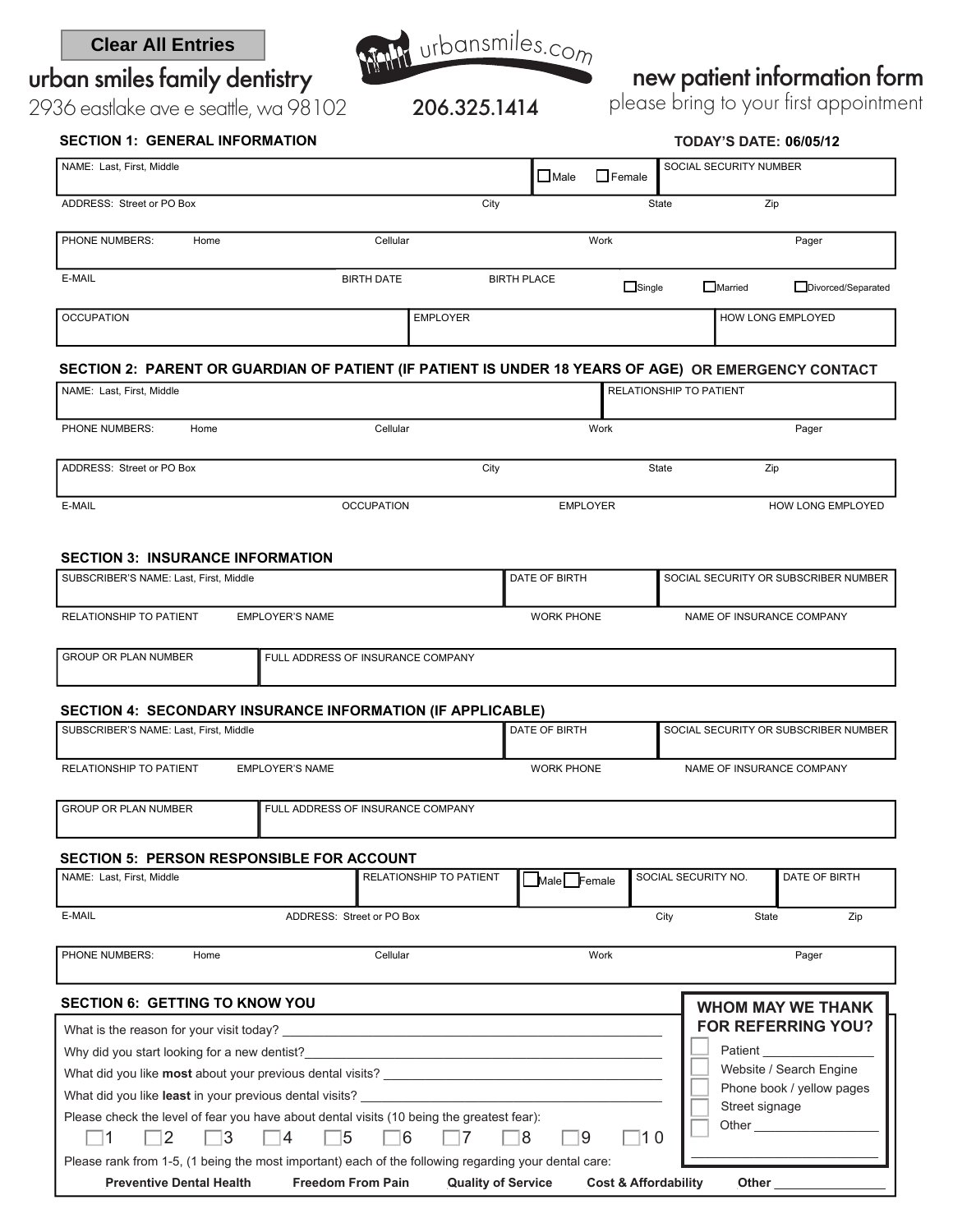Clear All Entries

# urban smiles family dentistry

2936 eastlake ave e seattle, wa 98102

urbansmiles.com

206.325.1414

# new patient information form

please bring to your first appointment

## SECTION 1: GENERAL INFORMATION

**TODAY'S DATE: 06/05/12**

| NAME: Last, First, Middle | ☐ Male ☐ Female | SOCIAL SECURITY NUMBER |
|---|---|---|

| ADDRESS: Street or PO Box | City | State | Zip |
|---|---|---|---|

| PHONE NUMBERS: | Home | Cellular | Work | Pager |
|---|---|---|---|---|

| E-MAIL | BIRTH DATE | BIRTH PLACE | ☐ Single | ☐ Married | ☐ Divorced/Separated |
|---|---|---|---|---|---|

| OCCUPATION | EMPLOYER | HOW LONG EMPLOYED |
|---|---|---|

## SECTION 2: PARENT OR GUARDIAN OF PATIENT (IF PATIENT IS UNDER 18 YEARS OF AGE) OR EMERGENCY CONTACT

| NAME: Last, First, Middle | RELATIONSHIP TO PATIENT |
|---|---|

| PHONE NUMBERS: | Home | Cellular | Work | Pager |
|---|---|---|---|---|

| ADDRESS: Street or PO Box | City | State | Zip |
|---|---|---|---|

| E-MAIL | OCCUPATION | EMPLOYER | HOW LONG EMPLOYED |
|---|---|---|---|

## SECTION 3: INSURANCE INFORMATION

| SUBSCRIBER'S NAME: Last, First, Middle | DATE OF BIRTH | SOCIAL SECURITY OR SUBSCRIBER NUMBER |
|---|---|---|

| RELATIONSHIP TO PATIENT | EMPLOYER'S NAME | WORK PHONE | NAME OF INSURANCE COMPANY |
|---|---|---|---|

| GROUP OR PLAN NUMBER | FULL ADDRESS OF INSURANCE COMPANY |
|---|---|

## SECTION 4: SECONDARY INSURANCE INFORMATION (IF APPLICABLE)

| SUBSCRIBER'S NAME: Last, First, Middle | DATE OF BIRTH | SOCIAL SECURITY OR SUBSCRIBER NUMBER |
|---|---|---|

| RELATIONSHIP TO PATIENT | EMPLOYER'S NAME | WORK PHONE | NAME OF INSURANCE COMPANY |
|---|---|---|---|

| GROUP OR PLAN NUMBER | FULL ADDRESS OF INSURANCE COMPANY |
|---|---|

## SECTION 5: PERSON RESPONSIBLE FOR ACCOUNT

| NAME: Last, First, Middle | RELATIONSHIP TO PATIENT | ☐ Male ☐ Female | SOCIAL SECURITY NO. | DATE OF BIRTH |
|---|---|---|---|---|

| E-MAIL | ADDRESS: Street or PO Box | City | State | Zip |
|---|---|---|---|---|

| PHONE NUMBERS: | Home | Cellular | Work | Pager |
|---|---|---|---|---|

## SECTION 6: GETTING TO KNOW YOU

What is the reason for your visit today? ____________________

Why did you start looking for a new dentist? ____________________

What did you like **most** about your previous dental visits? ____________________

What did you like **least** in your previous dental visits? ____________________

Please check the level of fear you have about dental visits (10 being the greatest fear):

☐ 1 ☐ 2 ☐ 3 ☐ 4 ☐ 5 ☐ 6 ☐ 7 ☐ 8 ☐ 9 ☐ 10

Please rank from 1-5, (1 being the most important) each of the following regarding your dental care:

**Preventive Dental Health** **Freedom From Pain** **Quality of Service** **Cost & Affordability** **Other** ____________

### WHOM MAY WE THANK FOR REFERRING YOU?

- ☐ Patient ____________
- ☐ Website / Search Engine
- ☐ Phone book / yellow pages
- ☐ Street signage
- ☐ Other ____________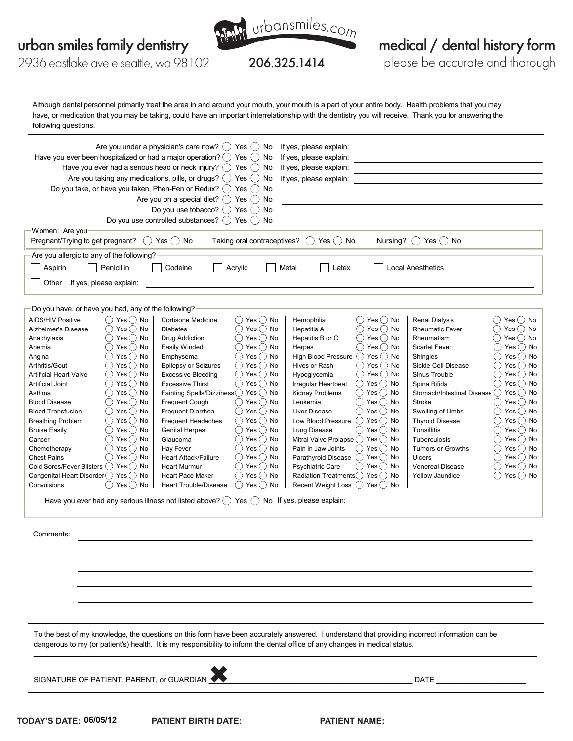# urban smiles family dentistry

2936 eastlake ave e seattle, wa 98102

urbansmiles.com

**206.325.1414**

# medical / dental history form

please be accurate and thorough

Although dental personnel primarily treat the area in and around your mouth, your mouth is a part of your entire body. Health problems that you may have, or medication that you may be taking, could have an important interrelationship with the dentistry you will receive. Thank you for answering the following questions.

Are you under a physician's care now? ◯ Yes ◯ No If yes, please explain: ______

Have you ever been hospitalized or had a major operation? ◯ Yes ◯ No If yes, please explain: ______

Have you ever had a serious head or neck injury? ◯ Yes ◯ No If yes, please explain: ______

Are you taking any medications, pills, or drugs? ◯ Yes ◯ No If yes, please explain: ______

Do you take, or have you taken, Phen-Fen or Redux? ◯ Yes ◯ No

Are you on a special diet? ◯ Yes ◯ No

Do you use tobacco? ◯ Yes ◯ No

Do you use controlled substances? ◯ Yes ◯ No

**Women: Are you**

Pregnant/Trying to get pregnant? ◯ Yes ◯ No Taking oral contraceptives? ◯ Yes ◯ No Nursing? ◯ Yes ◯ No

**Are you allergic to any of the following?**

☐ Aspirin ☐ Penicillin ☐ Codeine ☐ Acrylic ☐ Metal ☐ Latex ☐ Local Anesthetics

☐ Other If yes, please explain: ______

**Do you have, or have you had, any of the following?**

| Condition | Yes / No | Condition | Yes / No | Condition | Yes / No | Condition | Yes / No |
|---|---|---|---|---|---|---|---|
| AIDS/HIV Positive | ◯ Yes ◯ No | Cortisone Medicine | ◯ Yes ◯ No | Hemophilia | ◯ Yes ◯ No | Renal Dialysis | ◯ Yes ◯ No |
| Alzheimer's Disease | ◯ Yes ◯ No | Diabetes | ◯ Yes ◯ No | Hepatitis A | ◯ Yes ◯ No | Rheumatic Fever | ◯ Yes ◯ No |
| Anaphylaxis | ◯ Yes ◯ No | Drug Addiction | ◯ Yes ◯ No | Hepatitis B or C | ◯ Yes ◯ No | Rheumatism | ◯ Yes ◯ No |
| Anemia | ◯ Yes ◯ No | Easily Winded | ◯ Yes ◯ No | Herpes | ◯ Yes ◯ No | Scarlet Fever | ◯ Yes ◯ No |
| Angina | ◯ Yes ◯ No | Emphysema | ◯ Yes ◯ No | High Blood Pressure | ◯ Yes ◯ No | Shingles | ◯ Yes ◯ No |
| Arthritis/Gout | ◯ Yes ◯ No | Epilepsy or Seizures | ◯ Yes ◯ No | Hives or Rash | ◯ Yes ◯ No | Sickle Cell Disease | ◯ Yes ◯ No |
| Artificial Heart Valve | ◯ Yes ◯ No | Excessive Bleeding | ◯ Yes ◯ No | Hypoglycemia | ◯ Yes ◯ No | Sinus Trouble | ◯ Yes ◯ No |
| Artificial Joint | ◯ Yes ◯ No | Excessive Thirst | ◯ Yes ◯ No | Irregular Heartbeat | ◯ Yes ◯ No | Spina Bifida | ◯ Yes ◯ No |
| Asthma | ◯ Yes ◯ No | Fainting Spells/Dizziness | ◯ Yes ◯ No | Kidney Problems | ◯ Yes ◯ No | Stomach/Intestinal Disease | ◯ Yes ◯ No |
| Blood Disease | ◯ Yes ◯ No | Frequent Cough | ◯ Yes ◯ No | Leukemia | ◯ Yes ◯ No | Stroke | ◯ Yes ◯ No |
| Blood Transfusion | ◯ Yes ◯ No | Frequent Diarrhea | ◯ Yes ◯ No | Liver Disease | ◯ Yes ◯ No | Swelling of Limbs | ◯ Yes ◯ No |
| Breathing Problem | ◯ Yes ◯ No | Frequent Headaches | ◯ Yes ◯ No | Low Blood Pressure | ◯ Yes ◯ No | Thyroid Disease | ◯ Yes ◯ No |
| Bruise Easily | ◯ Yes ◯ No | Genital Herpes | ◯ Yes ◯ No | Lung Disease | ◯ Yes ◯ No | Tonsillitis | ◯ Yes ◯ No |
| Cancer | ◯ Yes ◯ No | Glaucoma | ◯ Yes ◯ No | Mitral Valve Prolapse | ◯ Yes ◯ No | Tuberculosis | ◯ Yes ◯ No |
| Chemotherapy | ◯ Yes ◯ No | Hay Fever | ◯ Yes ◯ No | Pain in Jaw Joints | ◯ Yes ◯ No | Tumors or Growths | ◯ Yes ◯ No |
| Chest Pains | ◯ Yes ◯ No | Heart Attack/Failure | ◯ Yes ◯ No | Parathyroid Disease | ◯ Yes ◯ No | Ulcers | ◯ Yes ◯ No |
| Cold Sores/Fever Blisters | ◯ Yes ◯ No | Heart Murmur | ◯ Yes ◯ No | Psychiatric Care | ◯ Yes ◯ No | Venereal Disease | ◯ Yes ◯ No |
| Congenital Heart Disorder | ◯ Yes ◯ No | Heart Pace Maker | ◯ Yes ◯ No | Radiation Treatments | ◯ Yes ◯ No | Yellow Jaundice | ◯ Yes ◯ No |
| Convulsions | ◯ Yes ◯ No | Heart Trouble/Disease | ◯ Yes ◯ No | Recent Weight Loss | ◯ Yes ◯ No | | |

Have you ever had any serious illness not listed above? ◯ Yes ◯ No If yes, please explain: ______

Comments: ______

To the best of my knowledge, the questions on this form have been accurately answered. I understand that providing incorrect information can be dangerous to my (or patient's) health. It is my responsibility to inform the dental office of any changes in medical status.

SIGNATURE OF PATIENT, PARENT, or GUARDIAN ✖ ______ DATE ______

**TODAY'S DATE:** 06/05/12 **PATIENT BIRTH DATE:** **PATIENT NAME:**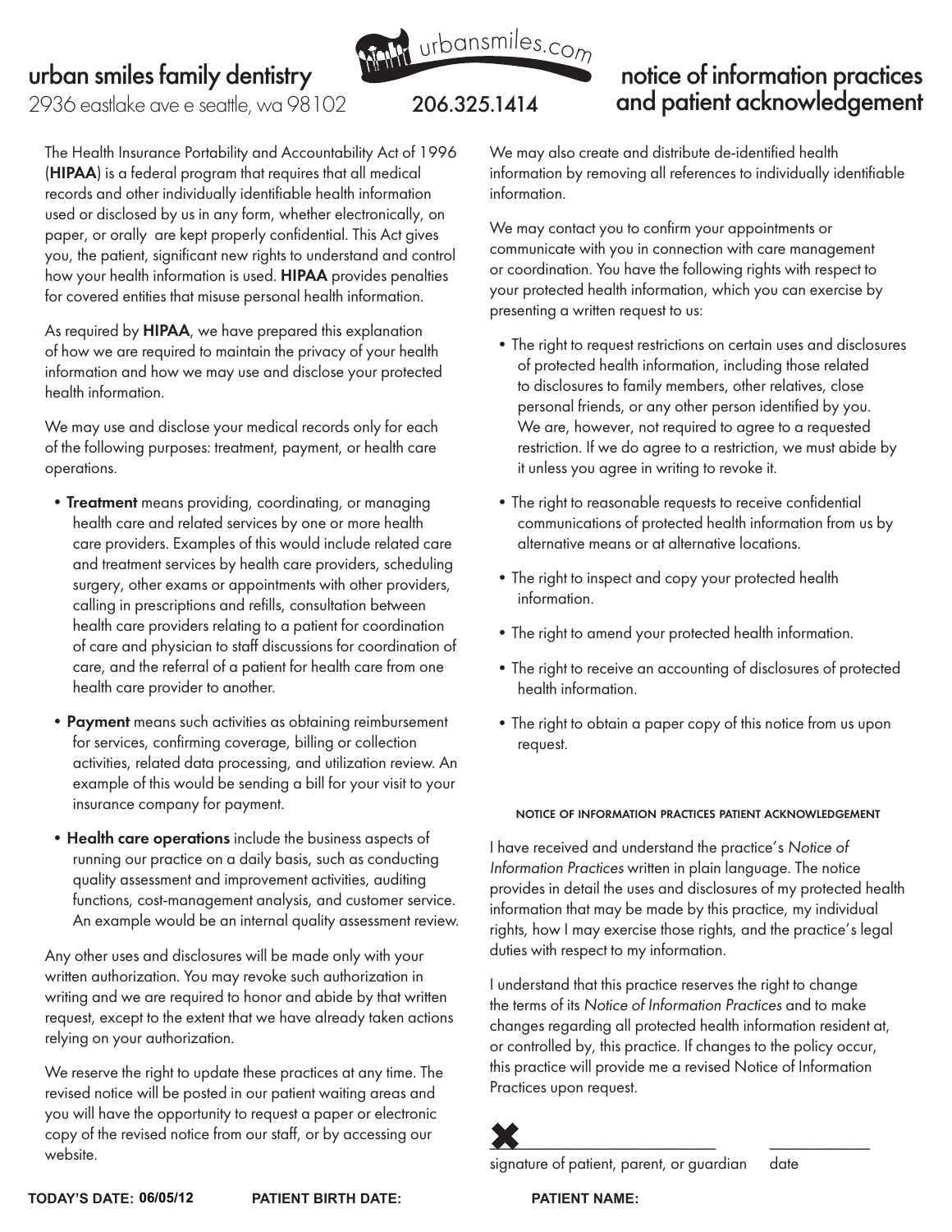# urban smiles family dentistry

2936 eastlake ave e seattle, wa 98102

urbansmiles.com

206.325.1414

# notice of information practices and patient acknowledgement

The Health Insurance Portability and Accountability Act of 1996 (**HIPAA**) is a federal program that requires that all medical records and other individually identifiable health information used or disclosed by us in any form, whether electronically, on paper, or orally are kept properly confidential. This Act gives you, the patient, significant new rights to understand and control how your health information is used. **HIPAA** provides penalties for covered entities that misuse personal health information.

As required by **HIPAA**, we have prepared this explanation of how we are required to maintain the privacy of your health information and how we may use and disclose your protected health information.

We may use and disclose your medical records only for each of the following purposes: treatment, payment, or health care operations.

- **Treatment** means providing, coordinating, or managing health care and related services by one or more health care providers. Examples of this would include related care and treatment services by health care providers, scheduling surgery, other exams or appointments with other providers, calling in prescriptions and refills, consultation between health care providers relating to a patient for coordination of care and physician to staff discussions for coordination of care, and the referral of a patient for health care from one health care provider to another.
- **Payment** means such activities as obtaining reimbursement for services, confirming coverage, billing or collection activities, related data processing, and utilization review. An example of this would be sending a bill for your visit to your insurance company for payment.
- **Health care operations** include the business aspects of running our practice on a daily basis, such as conducting quality assessment and improvement activities, auditing functions, cost-management analysis, and customer service. An example would be an internal quality assessment review.

Any other uses and disclosures will be made only with your written authorization. You may revoke such authorization in writing and we are required to honor and abide by that written request, except to the extent that we have already taken actions relying on your authorization.

We reserve the right to update these practices at any time. The revised notice will be posted in our patient waiting areas and you will have the opportunity to request a paper or electronic copy of the revised notice from our staff, or by accessing our website.

We may also create and distribute de-identified health information by removing all references to individually identifiable information.

We may contact you to confirm your appointments or communicate with you in connection with care management or coordination. You have the following rights with respect to your protected health information, which you can exercise by presenting a written request to us:

- The right to request restrictions on certain uses and disclosures of protected health information, including those related to disclosures to family members, other relatives, close personal friends, or any other person identified by you. We are, however, not required to agree to a requested restriction. If we do agree to a restriction, we must abide by it unless you agree in writing to revoke it.
- The right to reasonable requests to receive confidential communications of protected health information from us by alternative means or at alternative locations.
- The right to inspect and copy your protected health information.
- The right to amend your protected health information.
- The right to receive an accounting of disclosures of protected health information.
- The right to obtain a paper copy of this notice from us upon request.

## NOTICE OF INFORMATION PRACTICES PATIENT ACKNOWLEDGEMENT

I have received and understand the practice's *Notice of Information Practices* written in plain language. The notice provides in detail the uses and disclosures of my protected health information that may be made by this practice, my individual rights, how I may exercise those rights, and the practice's legal duties with respect to my information.

I understand that this practice reserves the right to change the terms of its *Notice of Information Practices* and to make changes regarding all protected health information resident at, or controlled by, this practice. If changes to the policy occur, this practice will provide me a revised Notice of Information Practices upon request.

✖ ______________________ ____________

signature of patient, parent, or guardian date

**TODAY'S DATE:** 06/05/12 **PATIENT BIRTH DATE:** **PATIENT NAME:**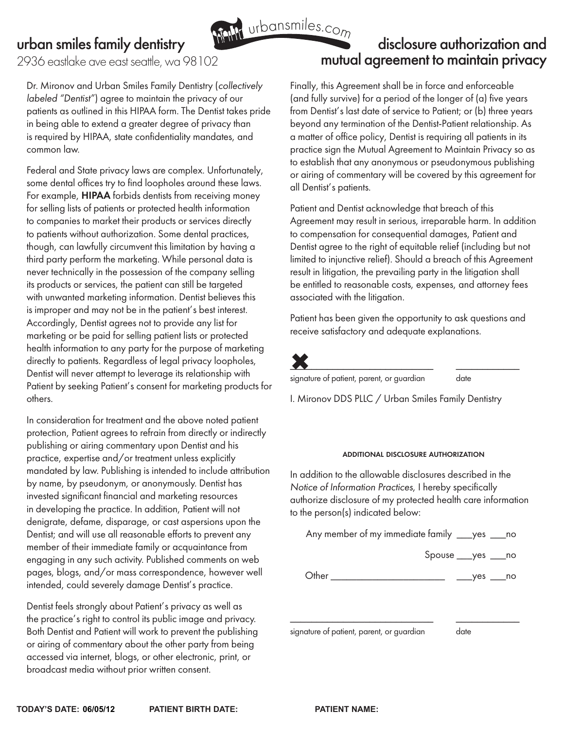# urban smiles family dentistry

2936 eastlake ave east seattle, wa 98102

urbansmiles.com

# disclosure authorization and mutual agreement to maintain privacy

Dr. Mironov and Urban Smiles Family Dentistry (*collectively labeled "Dentist"*) agree to maintain the privacy of our patients as outlined in this HIPAA form. The Dentist takes pride in being able to extend a greater degree of privacy than is required by HIPAA, state confidentiality mandates, and common law.

Federal and State privacy laws are complex. Unfortunately, some dental offices try to find loopholes around these laws. For example, **HIPAA** forbids dentists from receiving money for selling lists of patients or protected health information to companies to market their products or services directly to patients without authorization. Some dental practices, though, can lawfully circumvent this limitation by having a third party perform the marketing. While personal data is never technically in the possession of the company selling its products or services, the patient can still be targeted with unwanted marketing information. Dentist believes this is improper and may not be in the patient's best interest. Accordingly, Dentist agrees not to provide any list for marketing or be paid for selling patient lists or protected health information to any party for the purpose of marketing directly to patients. Regardless of legal privacy loopholes, Dentist will never attempt to leverage its relationship with Patient by seeking Patient's consent for marketing products for others.

In consideration for treatment and the above noted patient protection, Patient agrees to refrain from directly or indirectly publishing or airing commentary upon Dentist and his practice, expertise and/or treatment unless explicitly mandated by law. Publishing is intended to include attribution by name, by pseudonym, or anonymously. Dentist has invested significant financial and marketing resources in developing the practice. In addition, Patient will not denigrate, defame, disparage, or cast aspersions upon the Dentist; and will use all reasonable efforts to prevent any member of their immediate family or acquaintance from engaging in any such activity. Published comments on web pages, blogs, and/or mass correspondence, however well intended, could severely damage Dentist's practice.

Dentist feels strongly about Patient's privacy as well as the practice's right to control its public image and privacy. Both Dentist and Patient will work to prevent the publishing or airing of commentary about the other party from being accessed via internet, blogs, or other electronic, print, or broadcast media without prior written consent.

Finally, this Agreement shall be in force and enforceable (and fully survive) for a period of the longer of (a) five years from Dentist's last date of service to Patient; or (b) three years beyond any termination of the Dentist-Patient relationship. As a matter of office policy, Dentist is requiring all patients in its practice sign the Mutual Agreement to Maintain Privacy so as to establish that any anonymous or pseudonymous publishing or airing of commentary will be covered by this agreement for all Dentist's patients.

Patient and Dentist acknowledge that breach of this Agreement may result in serious, irreparable harm. In addition to compensation for consequential damages, Patient and Dentist agree to the right of equitable relief (including but not limited to injunctive relief). Should a breach of this Agreement result in litigation, the prevailing party in the litigation shall be entitled to reasonable costs, expenses, and attorney fees associated with the litigation.

Patient has been given the opportunity to ask questions and receive satisfactory and adequate explanations.

✖ ______________________________ ______________

signature of patient, parent, or guardian date

I. Mironov DDS PLLC / Urban Smiles Family Dentistry

### ADDITIONAL DISCLOSURE AUTHORIZATION

In addition to the allowable disclosures described in the *Notice of Information Practices*, I hereby specifically authorize disclosure of my protected health care information to the person(s) indicated below:

Any member of my immediate family ___yes ___no

Spouse ___yes ___no

Other ________________________ ___yes ___no

______________________________ ______________

signature of patient, parent, or guardian date

**TODAY'S DATE: 06/05/12** **PATIENT BIRTH DATE:** **PATIENT NAME:**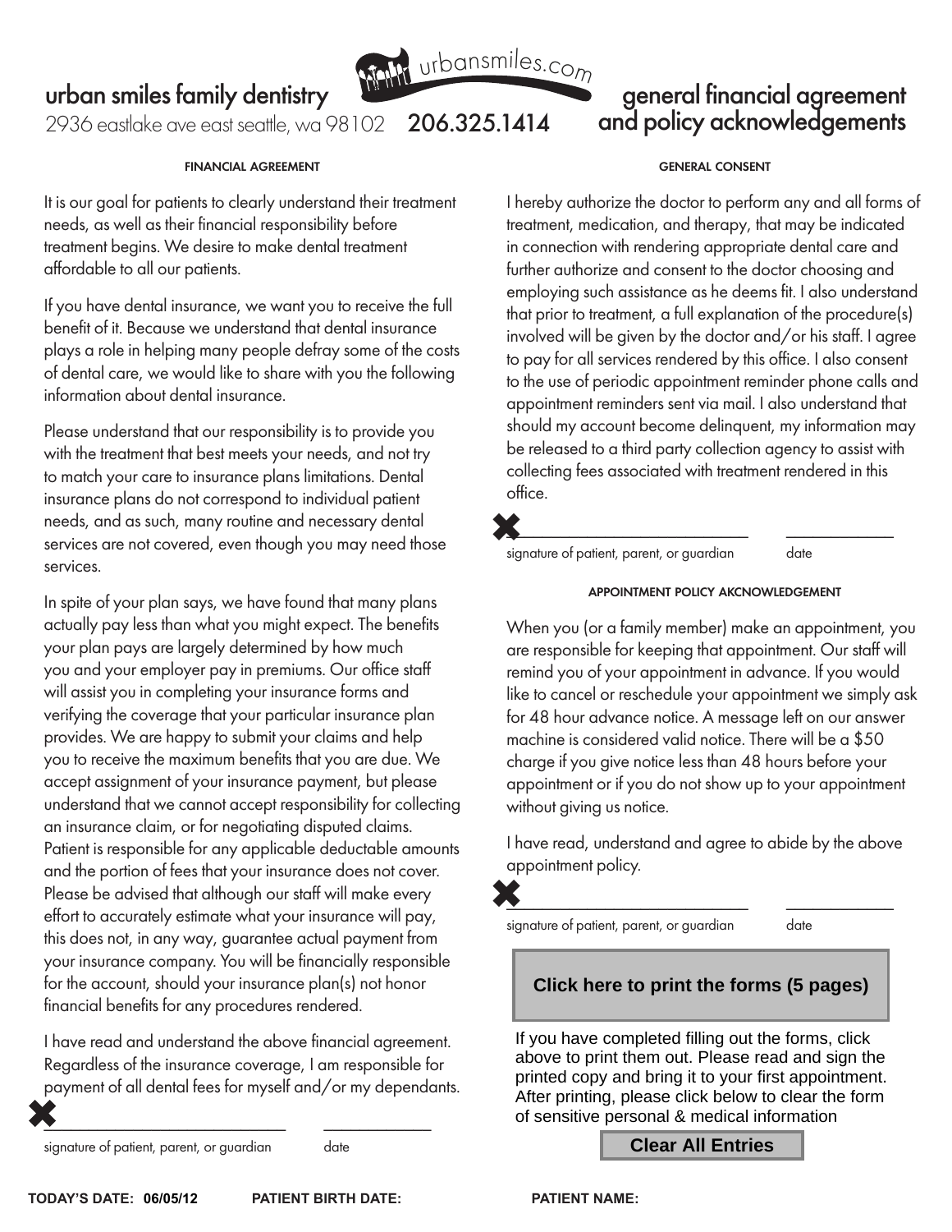# urban smiles family dentistry

2936 eastlake ave east seattle, wa 98102 **206.325.1414**

urbansmiles.com

# general financial agreement and policy acknowledgements

## FINANCIAL AGREEMENT

It is our goal for patients to clearly understand their treatment needs, as well as their financial responsibility before treatment begins. We desire to make dental treatment affordable to all our patients.

If you have dental insurance, we want you to receive the full benefit of it. Because we understand that dental insurance plays a role in helping many people defray some of the costs of dental care, we would like to share with you the following information about dental insurance.

Please understand that our responsibility is to provide you with the treatment that best meets your needs, and not try to match your care to insurance plans limitations. Dental insurance plans do not correspond to individual patient needs, and as such, many routine and necessary dental services are not covered, even though you may need those services.

In spite of your plan says, we have found that many plans actually pay less than what you might expect. The benefits your plan pays are largely determined by how much you and your employer pay in premiums. Our office staff will assist you in completing your insurance forms and verifying the coverage that your particular insurance plan provides. We are happy to submit your claims and help you to receive the maximum benefits that you are due. We accept assignment of your insurance payment, but please understand that we cannot accept responsibility for collecting an insurance claim, or for negotiating disputed claims. Patient is responsible for any applicable deductable amounts and the portion of fees that your insurance does not cover. Please be advised that although our staff will make every effort to accurately estimate what your insurance will pay, this does not, in any way, guarantee actual payment from your insurance company. You will be financially responsible for the account, should your insurance plan(s) not honor financial benefits for any procedures rendered.

I have read and understand the above financial agreement. Regardless of the insurance coverage, I am responsible for payment of all dental fees for myself and/or my dependants.

✖ ____________________________ ______________

signature of patient, parent, or guardian date

## GENERAL CONSENT

I hereby authorize the doctor to perform any and all forms of treatment, medication, and therapy, that may be indicated in connection with rendering appropriate dental care and further authorize and consent to the doctor choosing and employing such assistance as he deems fit. I also understand that prior to treatment, a full explanation of the procedure(s) involved will be given by the doctor and/or his staff. I agree to pay for all services rendered by this office. I also consent to the use of periodic appointment reminder phone calls and appointment reminders sent via mail. I also understand that should my account become delinquent, my information may be released to a third party collection agency to assist with collecting fees associated with treatment rendered in this office.

✖ ____________________________ ______________

signature of patient, parent, or guardian date

## APPOINTMENT POLICY AKCNOWLEDGEMENT

When you (or a family member) make an appointment, you are responsible for keeping that appointment. Our staff will remind you of your appointment in advance. If you would like to cancel or reschedule your appointment we simply ask for 48 hour advance notice. A message left on our answer machine is considered valid notice. There will be a $50 charge if you give notice less than 48 hours before your appointment or if you do not show up to your appointment without giving us notice.

I have read, understand and agree to abide by the above appointment policy.

✖ ____________________________ ______________

signature of patient, parent, or guardian date

**Click here to print the forms (5 pages)**

If you have completed filling out the forms, click above to print them out. Please read and sign the printed copy and bring it to your first appointment. After printing, please click below to clear the form of sensitive personal & medical information

**Clear All Entries**

**TODAY'S DATE: 06/05/12** **PATIENT BIRTH DATE:** **PATIENT NAME:**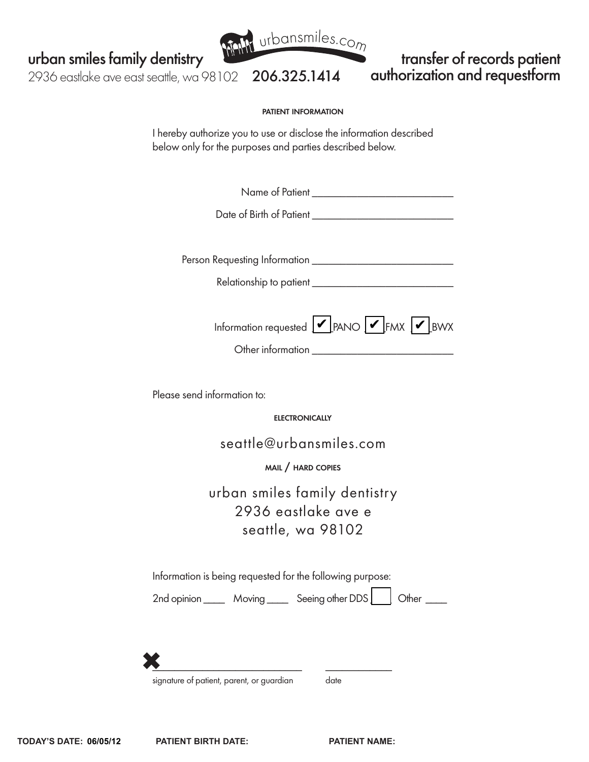urban smiles family dentistry

urbansmiles.com

2936 eastlake ave east seattle, wa 98102 **206.325.1414**

# transfer of records patient authorization and requestform

**PATIENT INFORMATION**

I hereby authorize you to use or disclose the information described below only for the purposes and parties described below.

Name of Patient ___________________________

Date of Birth of Patient ___________________________

Person Requesting Information ___________________________

Relationship to patient ___________________________

Information requested ✔ PANO ✔ FMX ✔ BWX

Other information ___________________________

Please send information to:

**ELECTRONICALLY**

seattle@urbansmiles.com

**MAIL / HARD COPIES**

urban smiles family dentistry
2936 eastlake ave e
seattle, wa 98102

Information is being requested for the following purpose:

2nd opinion ____ Moving ____ Seeing other DDS ☐ Other ____

✖ ___________________________ ____________

signature of patient, parent, or guardian date

**TODAY'S DATE: 06/05/12** **PATIENT BIRTH DATE:** **PATIENT NAME:**